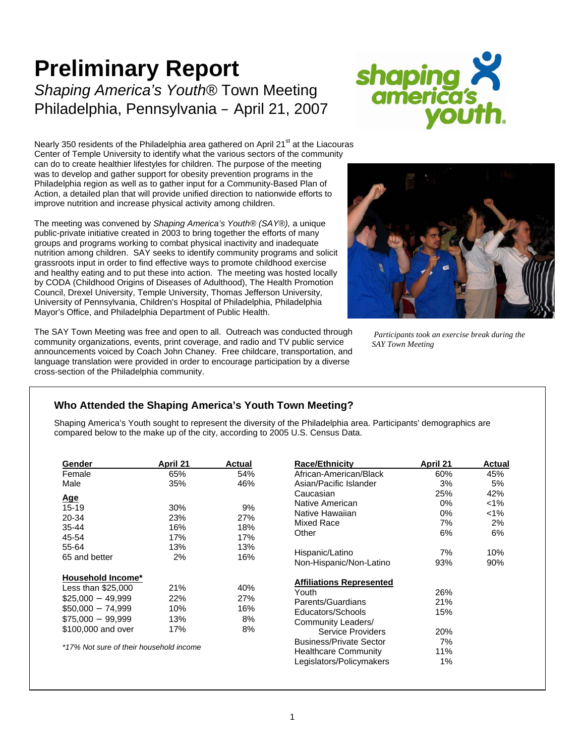# Preliminary Report

*Shaping America's Youth*® Town Meeting
Philadelphia, Pennsylvania – April 21, 2007

Nearly 350 residents of the Philadelphia area gathered on April 21st at the Liacouras Center of Temple University to identify what the various sectors of the community can do to create healthier lifestyles for children. The purpose of the meeting was to develop and gather support for obesity prevention programs in the Philadelphia region as well as to gather input for a Community-Based Plan of Action, a detailed plan that will provide unified direction to nationwide efforts to improve nutrition and increase physical activity among children.

The meeting was convened by *Shaping America's Youth® (SAY®),* a unique public-private initiative created in 2003 to bring together the efforts of many groups and programs working to combat physical inactivity and inadequate nutrition among children. SAY seeks to identify community programs and solicit grassroots input in order to find effective ways to promote childhood exercise and healthy eating and to put these into action. The meeting was hosted locally by CODA (Childhood Origins of Diseases of Adulthood), The Health Promotion Council, Drexel University, Temple University, Thomas Jefferson University, University of Pennsylvania, Children's Hospital of Philadelphia, Philadelphia Mayor's Office, and Philadelphia Department of Public Health.

The SAY Town Meeting was free and open to all. Outreach was conducted through community organizations, events, print coverage, and radio and TV public service announcements voiced by Coach John Chaney. Free childcare, transportation, and language translation were provided in order to encourage participation by a diverse cross-section of the Philadelphia community.

*Participants took an exercise break during the SAY Town Meeting*

### Who Attended the Shaping America's Youth Town Meeting?

Shaping America's Youth sought to represent the diversity of the Philadelphia area. Participants' demographics are compared below to the make up of the city, according to 2005 U.S. Census Data.

| Gender | April 21 | Actual |
|---|---|---|
| Female | 65% | 54% |
| Male | 35% | 46% |
| **Age** | | |
| 15-19 | 30% | 9% |
| 20-34 | 23% | 27% |
| 35-44 | 16% | 18% |
| 45-54 | 17% | 17% |
| 55-64 | 13% | 13% |
| 65 and better | 2% | 16% |
| **Household Income*** | | |
| Less than $25,000 | 21% | 40% |
| $25,000 – 49,999 | 22% | 27% |
| $50,000 – 74,999 | 10% | 16% |
| $75,000 – 99,999 | 13% | 8% |
| $100,000 and over | 17% | 8% |

*\*17% Not sure of their household income*

| Race/Ethnicity | April 21 | Actual |
|---|---|---|
| African-American/Black | 60% | 45% |
| Asian/Pacific Islander | 3% | 5% |
| Caucasian | 25% | 42% |
| Native American | 0% | <1% |
| Native Hawaiian | 0% | <1% |
| Mixed Race | 7% | 2% |
| Other | 6% | 6% |
| Hispanic/Latino | 7% | 10% |
| Non-Hispanic/Non-Latino | 93% | 90% |

| Affiliations Represented | |
|---|---|
| Youth | 26% |
| Parents/Guardians | 21% |
| Educators/Schools | 15% |
| Community Leaders/ Service Providers | 20% |
| Business/Private Sector | 7% |
| Healthcare Community | 11% |
| Legislators/Policymakers | 1% |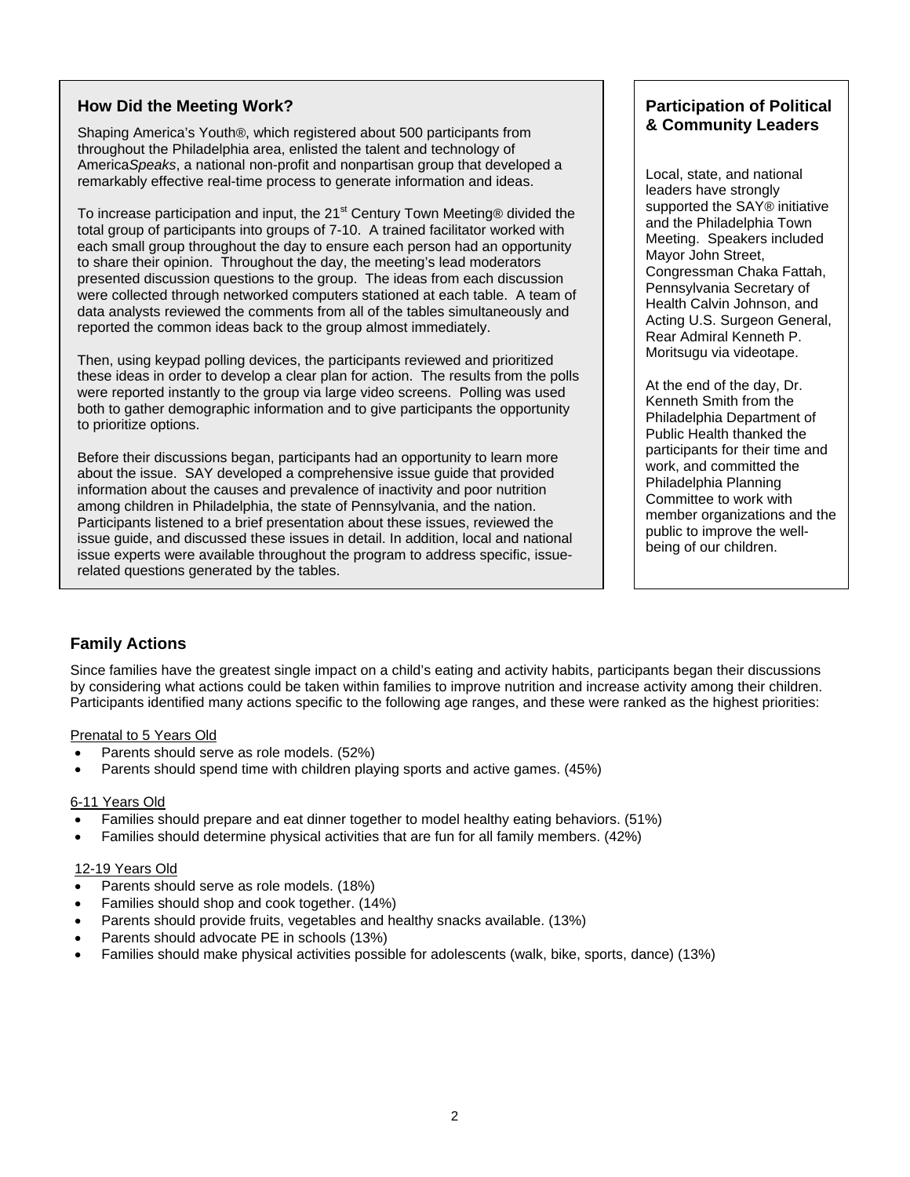## How Did the Meeting Work?

Shaping America's Youth®, which registered about 500 participants from throughout the Philadelphia area, enlisted the talent and technology of America*Speaks*, a national non-profit and nonpartisan group that developed a remarkably effective real-time process to generate information and ideas.

To increase participation and input, the 21st Century Town Meeting® divided the total group of participants into groups of 7-10. A trained facilitator worked with each small group throughout the day to ensure each person had an opportunity to share their opinion. Throughout the day, the meeting's lead moderators presented discussion questions to the group. The ideas from each discussion were collected through networked computers stationed at each table. A team of data analysts reviewed the comments from all of the tables simultaneously and reported the common ideas back to the group almost immediately.

Then, using keypad polling devices, the participants reviewed and prioritized these ideas in order to develop a clear plan for action. The results from the polls were reported instantly to the group via large video screens. Polling was used both to gather demographic information and to give participants the opportunity to prioritize options.

Before their discussions began, participants had an opportunity to learn more about the issue. SAY developed a comprehensive issue guide that provided information about the causes and prevalence of inactivity and poor nutrition among children in Philadelphia, the state of Pennsylvania, and the nation. Participants listened to a brief presentation about these issues, reviewed the issue guide, and discussed these issues in detail. In addition, local and national issue experts were available throughout the program to address specific, issue-related questions generated by the tables.

## Participation of Political & Community Leaders

Local, state, and national leaders have strongly supported the SAY® initiative and the Philadelphia Town Meeting. Speakers included Mayor John Street, Congressman Chaka Fattah, Pennsylvania Secretary of Health Calvin Johnson, and Acting U.S. Surgeon General, Rear Admiral Kenneth P. Moritsugu via videotape.

At the end of the day, Dr. Kenneth Smith from the Philadelphia Department of Public Health thanked the participants for their time and work, and committed the Philadelphia Planning Committee to work with member organizations and the public to improve the well-being of our children.

## Family Actions

Since families have the greatest single impact on a child's eating and activity habits, participants began their discussions by considering what actions could be taken within families to improve nutrition and increase activity among their children. Participants identified many actions specific to the following age ranges, and these were ranked as the highest priorities:

Prenatal to 5 Years Old

- Parents should serve as role models. (52%)
- Parents should spend time with children playing sports and active games. (45%)

6-11 Years Old

- Families should prepare and eat dinner together to model healthy eating behaviors. (51%)
- Families should determine physical activities that are fun for all family members. (42%)

12-19 Years Old

- Parents should serve as role models. (18%)
- Families should shop and cook together. (14%)
- Parents should provide fruits, vegetables and healthy snacks available. (13%)
- Parents should advocate PE in schools (13%)
- Families should make physical activities possible for adolescents (walk, bike, sports, dance) (13%)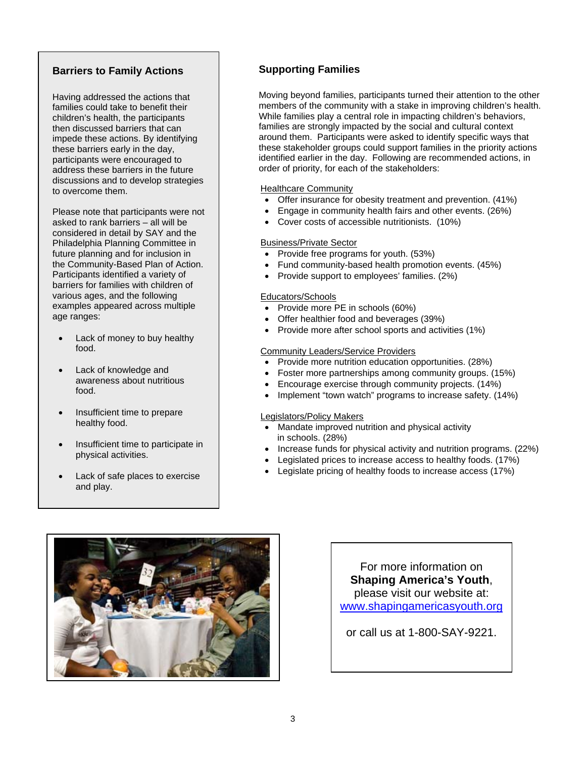## Barriers to Family Actions

Having addressed the actions that families could take to benefit their children's health, the participants then discussed barriers that can impede these actions. By identifying these barriers early in the day, participants were encouraged to address these barriers in the future discussions and to develop strategies to overcome them.

Please note that participants were not asked to rank barriers – all will be considered in detail by SAY and the Philadelphia Planning Committee in future planning and for inclusion in the Community-Based Plan of Action. Participants identified a variety of barriers for families with children of various ages, and the following examples appeared across multiple age ranges:

- Lack of money to buy healthy food.
- Lack of knowledge and awareness about nutritious food.
- Insufficient time to prepare healthy food.
- Insufficient time to participate in physical activities.
- Lack of safe places to exercise and play.

## Supporting Families

Moving beyond families, participants turned their attention to the other members of the community with a stake in improving children's health. While families play a central role in impacting children's behaviors, families are strongly impacted by the social and cultural context around them. Participants were asked to identify specific ways that these stakeholder groups could support families in the priority actions identified earlier in the day. Following are recommended actions, in order of priority, for each of the stakeholders:

Healthcare Community

- Offer insurance for obesity treatment and prevention. (41%)
- Engage in community health fairs and other events. (26%)
- Cover costs of accessible nutritionists. (10%)

Business/Private Sector

- Provide free programs for youth. (53%)
- Fund community-based health promotion events. (45%)
- Provide support to employees' families. (2%)

Educators/Schools

- Provide more PE in schools (60%)
- Offer healthier food and beverages (39%)
- Provide more after school sports and activities (1%)

Community Leaders/Service Providers

- Provide more nutrition education opportunities. (28%)
- Foster more partnerships among community groups. (15%)
- Encourage exercise through community projects. (14%)
- Implement "town watch" programs to increase safety. (14%)

Legislators/Policy Makers

- Mandate improved nutrition and physical activity in schools. (28%)
- Increase funds for physical activity and nutrition programs. (22%)
- Legislated prices to increase access to healthy foods. (17%)
- Legislate pricing of healthy foods to increase access (17%)

For more information on **Shaping America's Youth**, please visit our website at: www.shapingamericasyouth.org

or call us at 1-800-SAY-9221.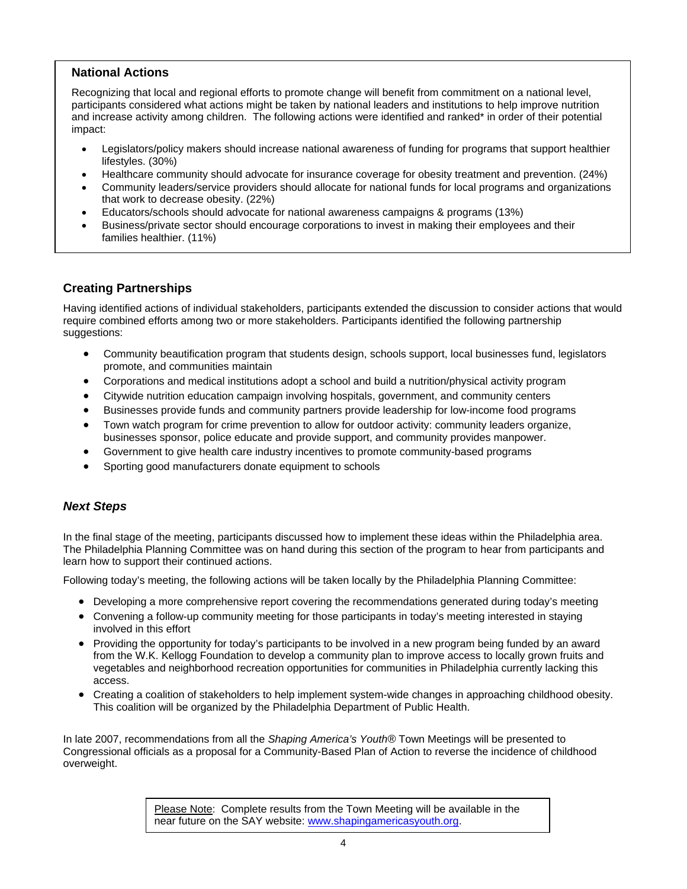## National Actions

Recognizing that local and regional efforts to promote change will benefit from commitment on a national level, participants considered what actions might be taken by national leaders and institutions to help improve nutrition and increase activity among children. The following actions were identified and ranked* in order of their potential impact:

- Legislators/policy makers should increase national awareness of funding for programs that support healthier lifestyles. (30%)
- Healthcare community should advocate for insurance coverage for obesity treatment and prevention. (24%)
- Community leaders/service providers should allocate for national funds for local programs and organizations that work to decrease obesity. (22%)
- Educators/schools should advocate for national awareness campaigns & programs (13%)
- Business/private sector should encourage corporations to invest in making their employees and their families healthier. (11%)

## Creating Partnerships

Having identified actions of individual stakeholders, participants extended the discussion to consider actions that would require combined efforts among two or more stakeholders. Participants identified the following partnership suggestions:

- Community beautification program that students design, schools support, local businesses fund, legislators promote, and communities maintain
- Corporations and medical institutions adopt a school and build a nutrition/physical activity program
- Citywide nutrition education campaign involving hospitals, government, and community centers
- Businesses provide funds and community partners provide leadership for low-income food programs
- Town watch program for crime prevention to allow for outdoor activity: community leaders organize, businesses sponsor, police educate and provide support, and community provides manpower.
- Government to give health care industry incentives to promote community-based programs
- Sporting good manufacturers donate equipment to schools

## *Next Steps*

In the final stage of the meeting, participants discussed how to implement these ideas within the Philadelphia area. The Philadelphia Planning Committee was on hand during this section of the program to hear from participants and learn how to support their continued actions.

Following today's meeting, the following actions will be taken locally by the Philadelphia Planning Committee:

- Developing a more comprehensive report covering the recommendations generated during today's meeting
- Convening a follow-up community meeting for those participants in today's meeting interested in staying involved in this effort
- Providing the opportunity for today's participants to be involved in a new program being funded by an award from the W.K. Kellogg Foundation to develop a community plan to improve access to locally grown fruits and vegetables and neighborhood recreation opportunities for communities in Philadelphia currently lacking this access.
- Creating a coalition of stakeholders to help implement system-wide changes in approaching childhood obesity. This coalition will be organized by the Philadelphia Department of Public Health.

In late 2007, recommendations from all the *Shaping America's Youth®* Town Meetings will be presented to Congressional officials as a proposal for a Community-Based Plan of Action to reverse the incidence of childhood overweight.

Please Note: Complete results from the Town Meeting will be available in the near future on the SAY website: [www.shapingamericasyouth.org](http://www.shapingamericasyouth.org).